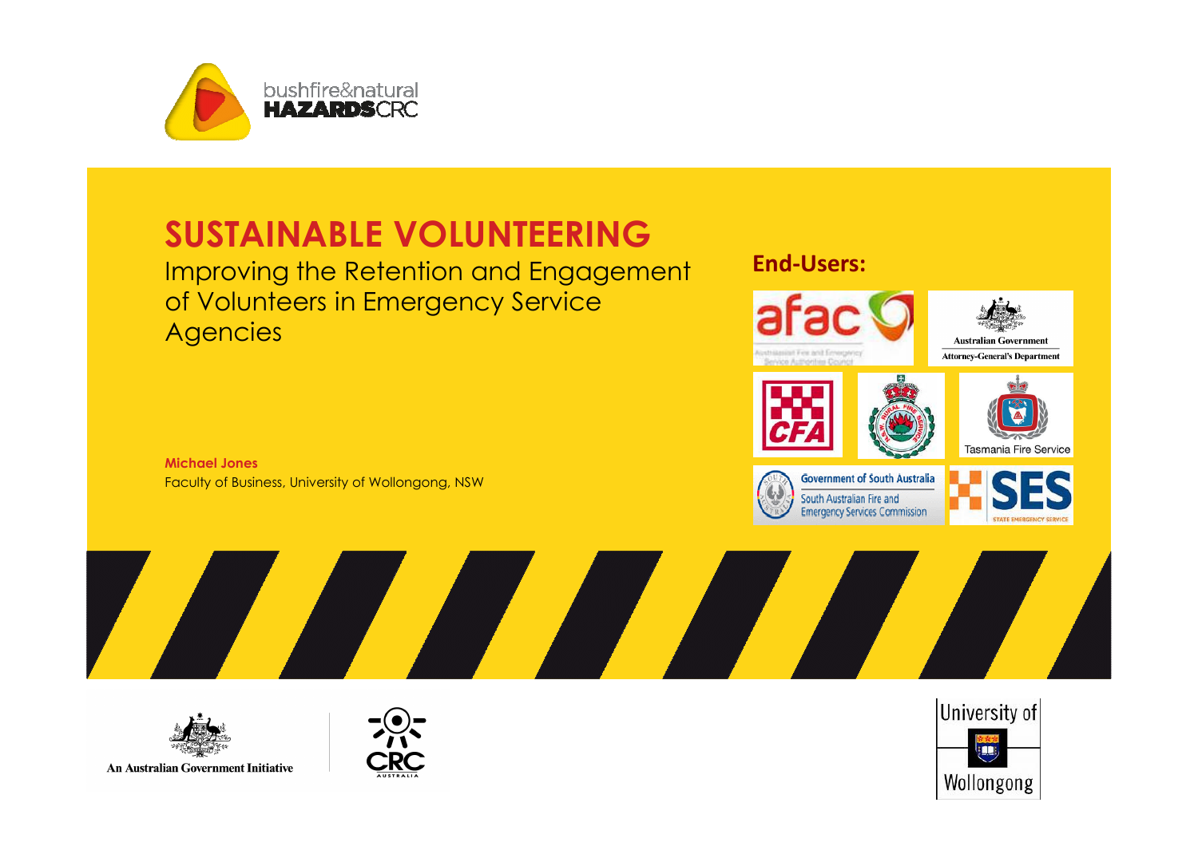bushfire&natural HAZARDS CRC

# SUSTAINABLE VOLUNTEERING

## Improving the Retention and Engagement of Volunteers in Emergency Service Agencies

**Michael Jones**

Faculty of Business, University of Wollongong, NSW

**End-Users:**

- afac – Australasian Fire and Emergency Service Authorities Council
- Australian Government Attorney-General's Department
- CFA
- NSW Rural Fire Service
- Tasmania Fire Service
- Government of South Australia – South Australian Fire and Emergency Services Commission
- SES – State Emergency Service

An Australian Government Initiative

CRC Australia

University of Wollongong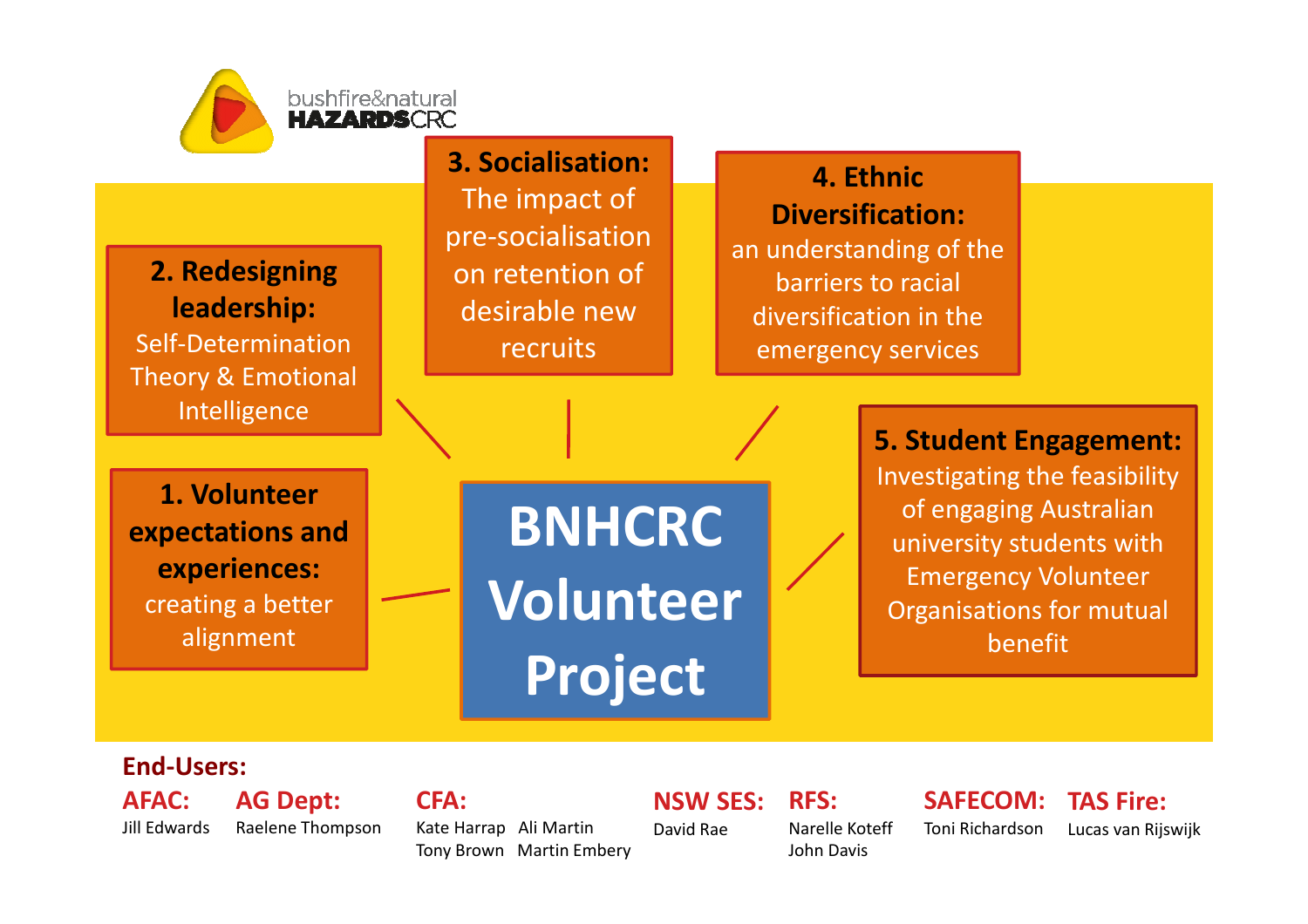bushfire&natural HAZARDSCRC

# BNHCRC Volunteer Project

**1. Volunteer expectations and experiences:** creating a better alignment

**2. Redesigning leadership:** Self-Determination Theory & Emotional Intelligence

**3. Socialisation:** The impact of pre-socialisation on retention of desirable new recruits

**4. Ethnic Diversification:** an understanding of the barriers to racial diversification in the emergency services

**5. Student Engagement:** Investigating the feasibility of engaging Australian university students with Emergency Volunteer Organisations for mutual benefit

## End-Users:

**AFAC:** Jill Edwards

**AG Dept:** Raelene Thompson

**CFA:** Kate Harrap, Ali Martin, Tony Brown, Martin Embery

**NSW SES:** David Rae

**RFS:** Narelle Koteff, John Davis

**SAFECOM:** Toni Richardson

**TAS Fire:** Lucas van Rijswijk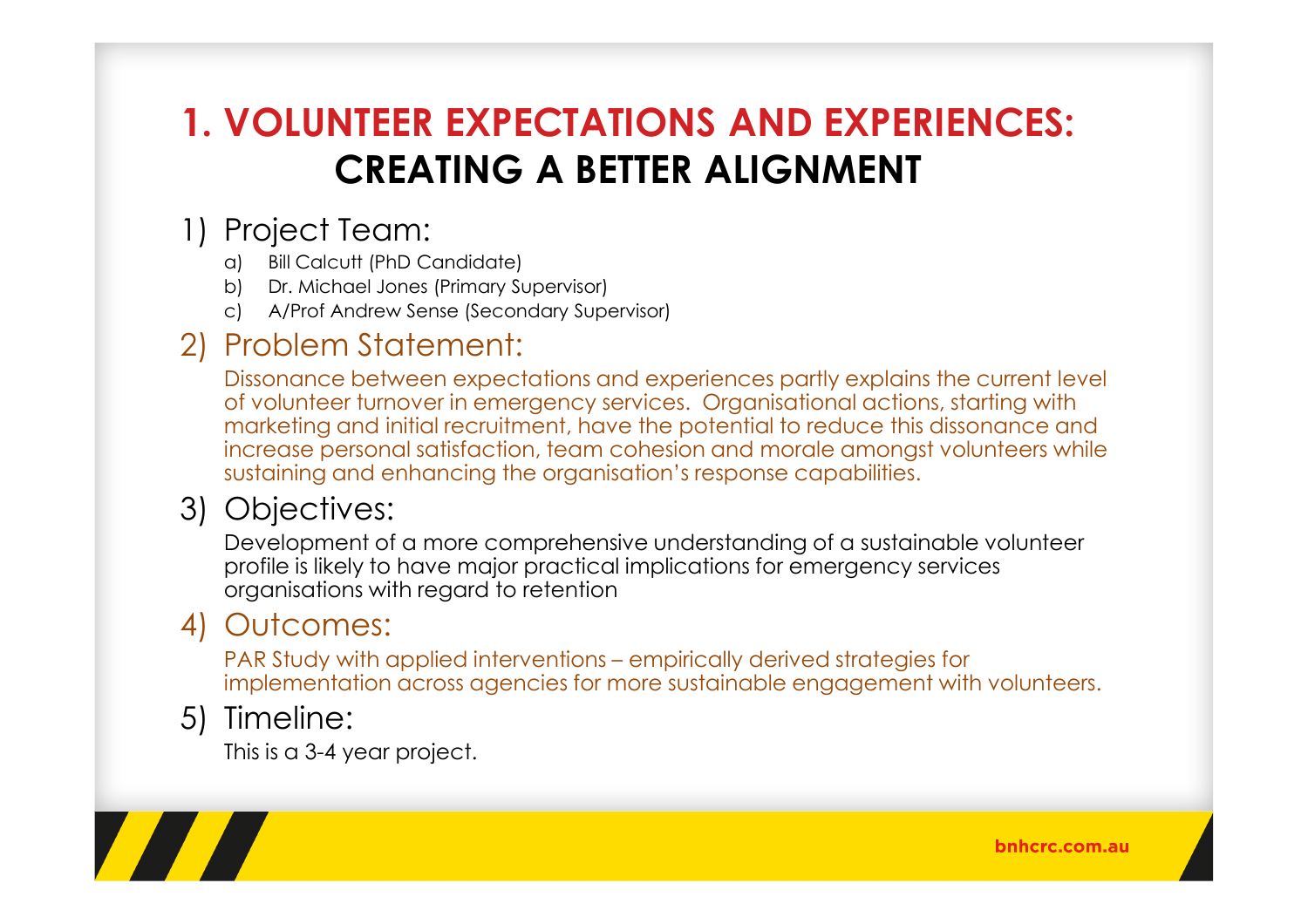# 1. VOLUNTEER EXPECTATIONS AND EXPERIENCES: CREATING A BETTER ALIGNMENT

1) Project Team:
   a) Bill Calcutt (PhD Candidate)
   b) Dr. Michael Jones (Primary Supervisor)
   c) A/Prof Andrew Sense (Secondary Supervisor)

2) Problem Statement:

   Dissonance between expectations and experiences partly explains the current level of volunteer turnover in emergency services. Organisational actions, starting with marketing and initial recruitment, have the potential to reduce this dissonance and increase personal satisfaction, team cohesion and morale amongst volunteers while sustaining and enhancing the organisation's response capabilities.

3) Objectives:

   Development of a more comprehensive understanding of a sustainable volunteer profile is likely to have major practical implications for emergency services organisations with regard to retention

4) Outcomes:

   PAR Study with applied interventions – empirically derived strategies for implementation across agencies for more sustainable engagement with volunteers.

5) Timeline:

   This is a 3-4 year project.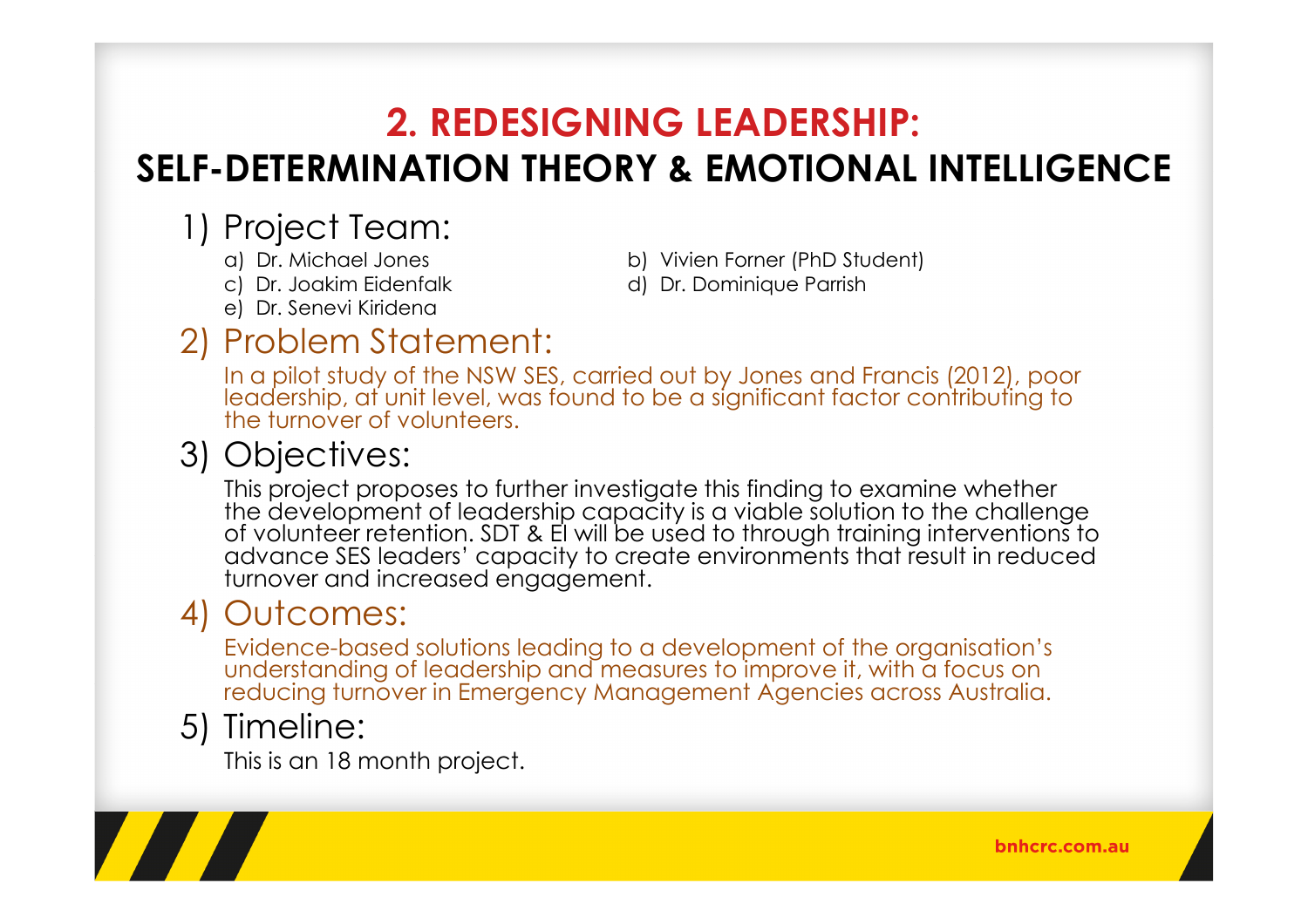# 2. REDESIGNING LEADERSHIP:

## SELF-DETERMINATION THEORY & EMOTIONAL INTELLIGENCE

1) Project Team:
   - a) Dr. Michael Jones
   - b) Vivien Forner (PhD Student)
   - c) Dr. Joakim Eidenfalk
   - d) Dr. Dominique Parrish
   - e) Dr. Senevi Kiridena

2) Problem Statement:

   In a pilot study of the NSW SES, carried out by Jones and Francis (2012), poor leadership, at unit level, was found to be a significant factor contributing to the turnover of volunteers.

3) Objectives:

   This project proposes to further investigate this finding to examine whether the development of leadership capacity is a viable solution to the challenge of volunteer retention. SDT & EI will be used to through training interventions to advance SES leaders' capacity to create environments that result in reduced turnover and increased engagement.

4) Outcomes:

   Evidence-based solutions leading to a development of the organisation's understanding of leadership and measures to improve it, with a focus on reducing turnover in Emergency Management Agencies across Australia.

5) Timeline:

   This is an 18 month project.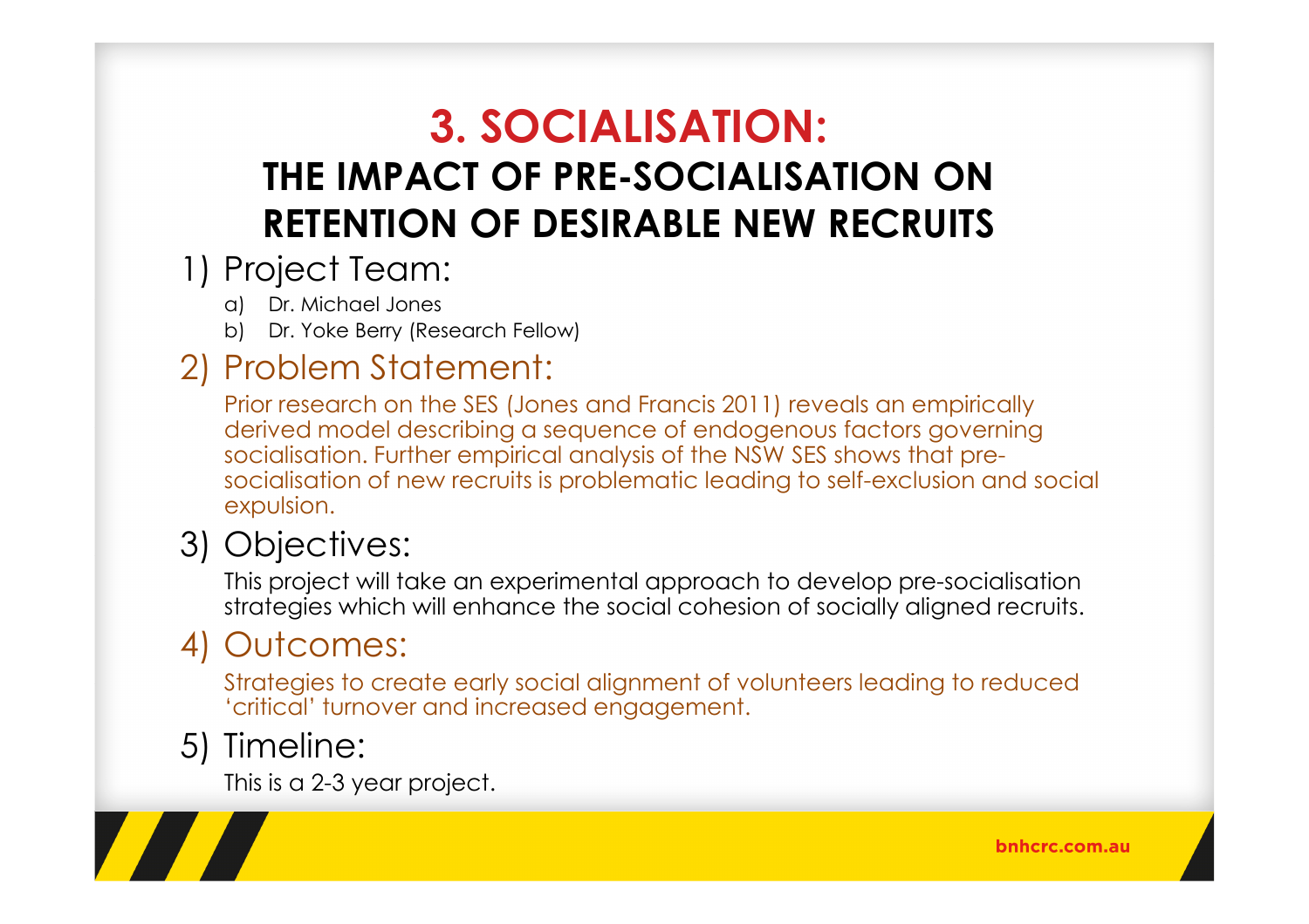# 3. SOCIALISATION:

## THE IMPACT OF PRE-SOCIALISATION ON RETENTION OF DESIRABLE NEW RECRUITS

1) Project Team:
    a) Dr. Michael Jones
    b) Dr. Yoke Berry (Research Fellow)

2) Problem Statement:

    Prior research on the SES (Jones and Francis 2011) reveals an empirically derived model describing a sequence of endogenous factors governing socialisation. Further empirical analysis of the NSW SES shows that pre-socialisation of new recruits is problematic leading to self-exclusion and social expulsion.

3) Objectives:

    This project will take an experimental approach to develop pre-socialisation strategies which will enhance the social cohesion of socially aligned recruits.

4) Outcomes:

    Strategies to create early social alignment of volunteers leading to reduced 'critical' turnover and increased engagement.

5) Timeline:

    This is a 2-3 year project.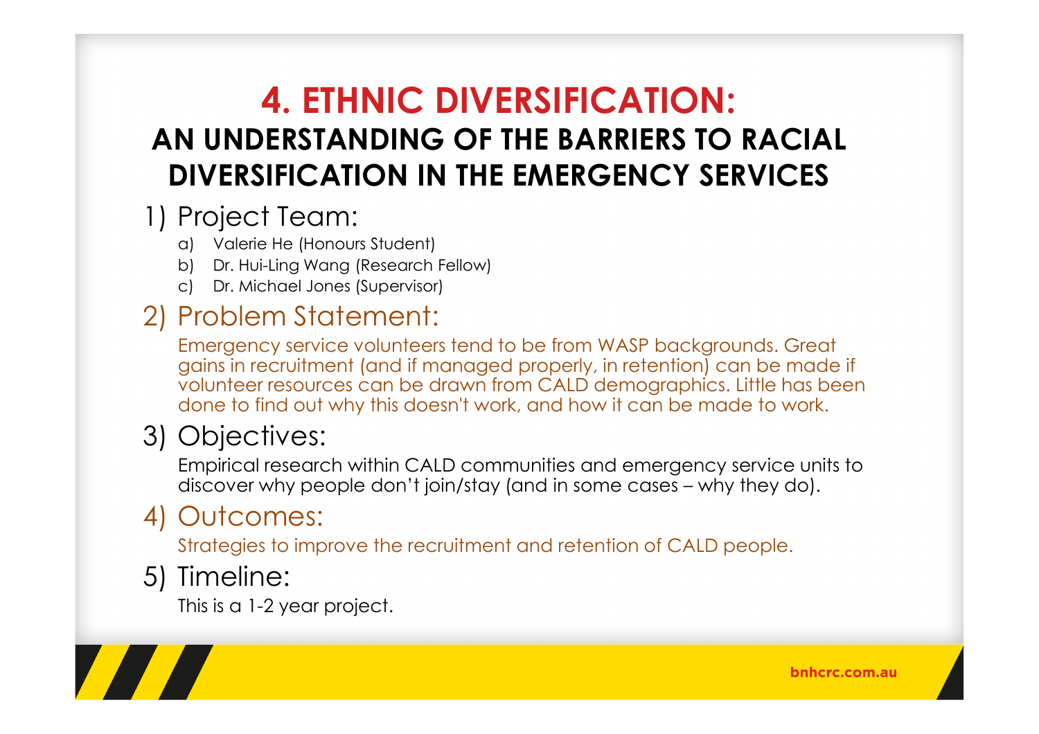# 4. ETHNIC DIVERSIFICATION:

## AN UNDERSTANDING OF THE BARRIERS TO RACIAL DIVERSIFICATION IN THE EMERGENCY SERVICES

1) Project Team:
   a) Valerie He (Honours Student)
   b) Dr. Hui-Ling Wang (Research Fellow)
   c) Dr. Michael Jones (Supervisor)

2) Problem Statement:

   Emergency service volunteers tend to be from WASP backgrounds. Great gains in recruitment (and if managed properly, in retention) can be made if volunteer resources can be drawn from CALD demographics. Little has been done to find out why this doesn't work, and how it can be made to work.

3) Objectives:

   Empirical research within CALD communities and emergency service units to discover why people don't join/stay (and in some cases – why they do).

4) Outcomes:

   Strategies to improve the recruitment and retention of CALD people.

5) Timeline:

   This is a 1-2 year project.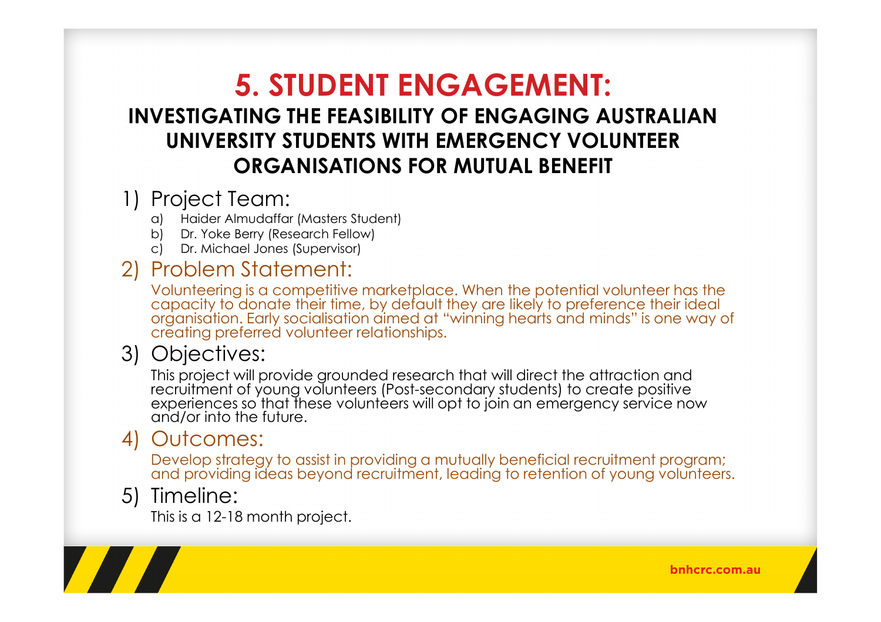# 5. STUDENT ENGAGEMENT:

## INVESTIGATING THE FEASIBILITY OF ENGAGING AUSTRALIAN UNIVERSITY STUDENTS WITH EMERGENCY VOLUNTEER ORGANISATIONS FOR MUTUAL BENEFIT

1) Project Team:
   a) Haider Almudaffar (Masters Student)
   b) Dr. Yoke Berry (Research Fellow)
   c) Dr. Michael Jones (Supervisor)

2) Problem Statement:

   Volunteering is a competitive marketplace. When the potential volunteer has the capacity to donate their time, by default they are likely to preference their ideal organisation. Early socialisation aimed at "winning hearts and minds" is one way of creating preferred volunteer relationships.

3) Objectives:

   This project will provide grounded research that will direct the attraction and recruitment of young volunteers (Post-secondary students) to create positive experiences so that these volunteers will opt to join an emergency service now and/or into the future.

4) Outcomes:

   Develop strategy to assist in providing a mutually beneficial recruitment program; and providing ideas beyond recruitment, leading to retention of young volunteers.

5) Timeline:

   This is a 12-18 month project.

bnhcrc.com.au